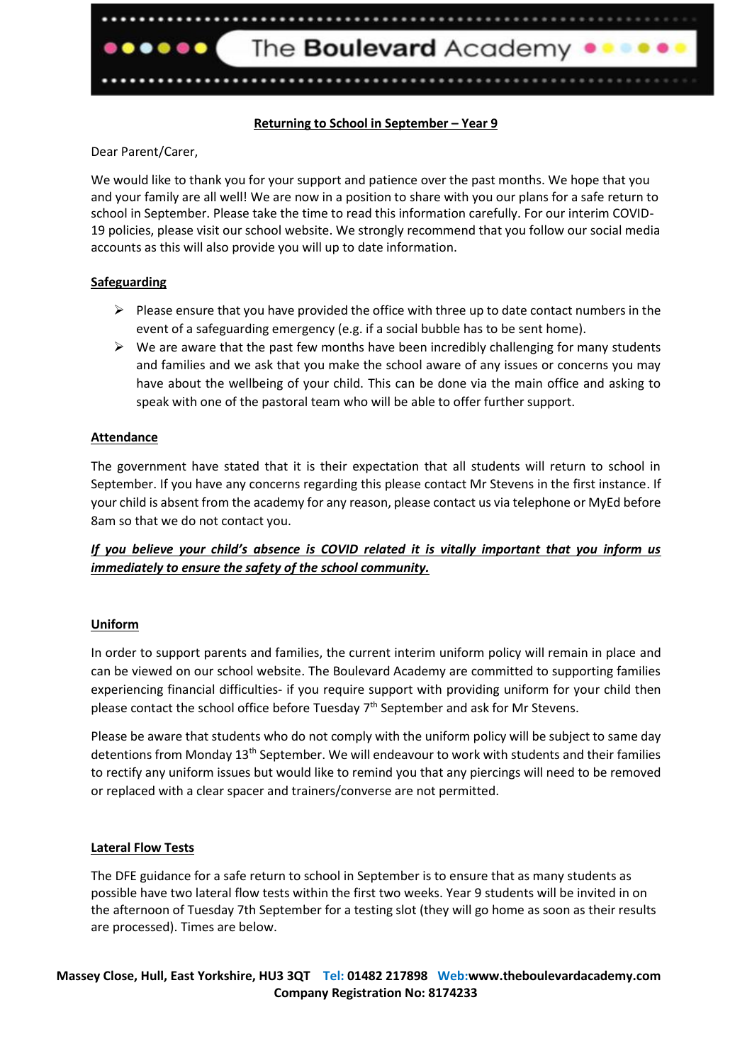The Boulevard Academy

**Returning to School in September – Year 9**

Dear Parent/Carer,

We would like to thank you for your support and patience over the past months. We hope that you and your family are all well! We are now in a position to share with you our plans for a safe return to school in September. Please take the time to read this information carefully. For our interim COVID-19 policies, please visit our school website. We strongly recommend that you follow our social media accounts as this will also provide you will up to date information.

**Safeguarding**

- Please ensure that you have provided the office with three up to date contact numbers in the event of a safeguarding emergency (e.g. if a social bubble has to be sent home).
- We are aware that the past few months have been incredibly challenging for many students and families and we ask that you make the school aware of any issues or concerns you may have about the wellbeing of your child. This can be done via the main office and asking to speak with one of the pastoral team who will be able to offer further support.

**Attendance**

The government have stated that it is their expectation that all students will return to school in September. If you have any concerns regarding this please contact Mr Stevens in the first instance. If your child is absent from the academy for any reason, please contact us via telephone or MyEd before 8am so that we do not contact you.

***If you believe your child's absence is COVID related it is vitally important that you inform us immediately to ensure the safety of the school community.***

**Uniform**

In order to support parents and families, the current interim uniform policy will remain in place and can be viewed on our school website. The Boulevard Academy are committed to supporting families experiencing financial difficulties- if you require support with providing uniform for your child then please contact the school office before Tuesday 7th September and ask for Mr Stevens.

Please be aware that students who do not comply with the uniform policy will be subject to same day detentions from Monday 13th September. We will endeavour to work with students and their families to rectify any uniform issues but would like to remind you that any piercings will need to be removed or replaced with a clear spacer and trainers/converse are not permitted.

**Lateral Flow Tests**

The DFE guidance for a safe return to school in September is to ensure that as many students as possible have two lateral flow tests within the first two weeks. Year 9 students will be invited in on the afternoon of Tuesday 7th September for a testing slot (they will go home as soon as their results are processed). Times are below.

Massey Close, Hull, East Yorkshire, HU3 3QT Tel: 01482 217898 Web:www.theboulevardacademy.com
Company Registration No: 8174233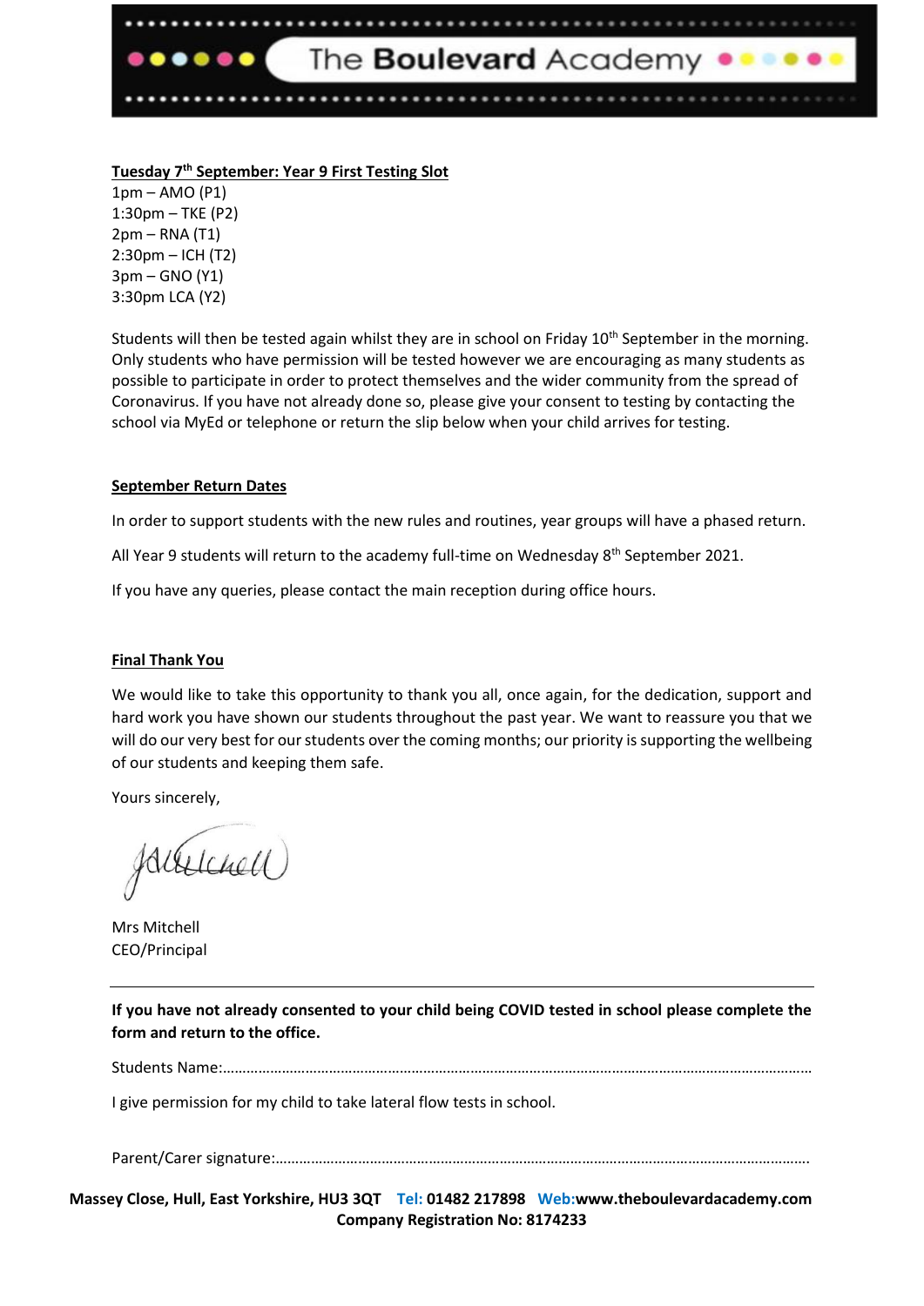**Tuesday 7th September: Year 9 First Testing Slot**

1pm – AMO (P1)
1:30pm – TKE (P2)
2pm – RNA (T1)
2:30pm – ICH (T2)
3pm – GNO (Y1)
3:30pm LCA (Y2)

Students will then be tested again whilst they are in school on Friday 10th September in the morning. Only students who have permission will be tested however we are encouraging as many students as possible to participate in order to protect themselves and the wider community from the spread of Coronavirus. If you have not already done so, please give your consent to testing by contacting the school via MyEd or telephone or return the slip below when your child arrives for testing.

**September Return Dates**

In order to support students with the new rules and routines, year groups will have a phased return.

All Year 9 students will return to the academy full-time on Wednesday 8th September 2021.

If you have any queries, please contact the main reception during office hours.

**Final Thank You**

We would like to take this opportunity to thank you all, once again, for the dedication, support and hard work you have shown our students throughout the past year. We want to reassure you that we will do our very best for our students over the coming months; our priority is supporting the wellbeing of our students and keeping them safe.

Yours sincerely,

Mrs Mitchell
CEO/Principal

---

**If you have not already consented to your child being COVID tested in school please complete the form and return to the office.**

Students Name:……………………………………………………………………………………………………………………………

I give permission for my child to take lateral flow tests in school.

Parent/Carer signature:…………………………………………………………………………………………………………………

Massey Close, Hull, East Yorkshire, HU3 3QT Tel: 01482 217898 Web:www.theboulevardacademy.com
Company Registration No: 8174233